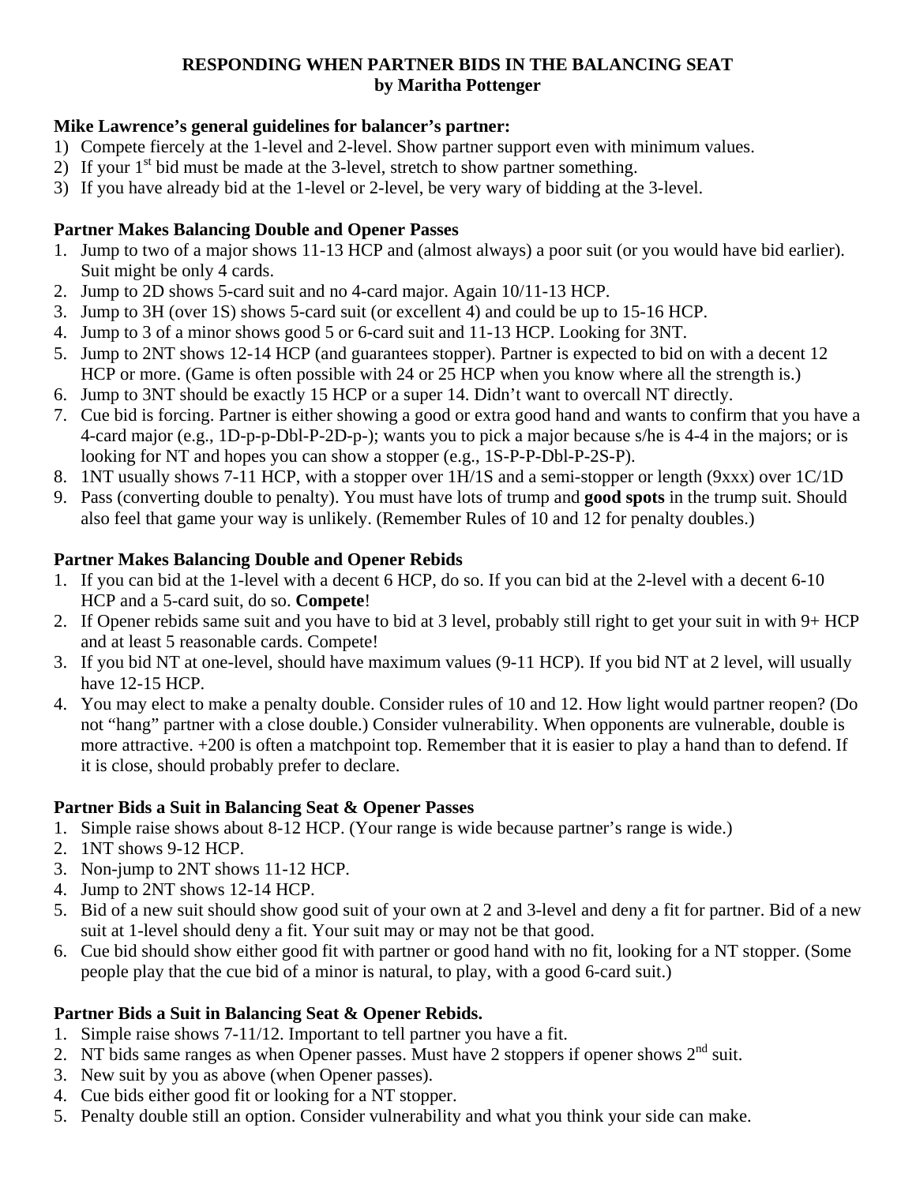# RESPONDING WHEN PARTNER BIDS IN THE BALANCING SEAT
**by Maritha Pottenger**

## Mike Lawrence's general guidelines for balancer's partner:

1) Compete fiercely at the 1-level and 2-level. Show partner support even with minimum values.
2) If your 1st bid must be made at the 3-level, stretch to show partner something.
3) If you have already bid at the 1-level or 2-level, be very wary of bidding at the 3-level.

## Partner Makes Balancing Double and Opener Passes

1. Jump to two of a major shows 11-13 HCP and (almost always) a poor suit (or you would have bid earlier). Suit might be only 4 cards.
2. Jump to 2D shows 5-card suit and no 4-card major. Again 10/11-13 HCP.
3. Jump to 3H (over 1S) shows 5-card suit (or excellent 4) and could be up to 15-16 HCP.
4. Jump to 3 of a minor shows good 5 or 6-card suit and 11-13 HCP. Looking for 3NT.
5. Jump to 2NT shows 12-14 HCP (and guarantees stopper). Partner is expected to bid on with a decent 12 HCP or more. (Game is often possible with 24 or 25 HCP when you know where all the strength is.)
6. Jump to 3NT should be exactly 15 HCP or a super 14. Didn't want to overcall NT directly.
7. Cue bid is forcing. Partner is either showing a good or extra good hand and wants to confirm that you have a 4-card major (e.g., 1D-p-p-Dbl-P-2D-p-); wants you to pick a major because s/he is 4-4 in the majors; or is looking for NT and hopes you can show a stopper (e.g., 1S-P-P-Dbl-P-2S-P).
8. 1NT usually shows 7-11 HCP, with a stopper over 1H/1S and a semi-stopper or length (9xxx) over 1C/1D
9. Pass (converting double to penalty). You must have lots of trump and **good spots** in the trump suit. Should also feel that game your way is unlikely. (Remember Rules of 10 and 12 for penalty doubles.)

## Partner Makes Balancing Double and Opener Rebids

1. If you can bid at the 1-level with a decent 6 HCP, do so. If you can bid at the 2-level with a decent 6-10 HCP and a 5-card suit, do so. **Compete**!
2. If Opener rebids same suit and you have to bid at 3 level, probably still right to get your suit in with 9+ HCP and at least 5 reasonable cards. Compete!
3. If you bid NT at one-level, should have maximum values (9-11 HCP). If you bid NT at 2 level, will usually have 12-15 HCP.
4. You may elect to make a penalty double. Consider rules of 10 and 12. How light would partner reopen? (Do not "hang" partner with a close double.) Consider vulnerability. When opponents are vulnerable, double is more attractive. +200 is often a matchpoint top. Remember that it is easier to play a hand than to defend. If it is close, should probably prefer to declare.

## Partner Bids a Suit in Balancing Seat & Opener Passes

1. Simple raise shows about 8-12 HCP. (Your range is wide because partner's range is wide.)
2. 1NT shows 9-12 HCP.
3. Non-jump to 2NT shows 11-12 HCP.
4. Jump to 2NT shows 12-14 HCP.
5. Bid of a new suit should show good suit of your own at 2 and 3-level and deny a fit for partner. Bid of a new suit at 1-level should deny a fit. Your suit may or may not be that good.
6. Cue bid should show either good fit with partner or good hand with no fit, looking for a NT stopper. (Some people play that the cue bid of a minor is natural, to play, with a good 6-card suit.)

## Partner Bids a Suit in Balancing Seat & Opener Rebids.

1. Simple raise shows 7-11/12. Important to tell partner you have a fit.
2. NT bids same ranges as when Opener passes. Must have 2 stoppers if opener shows 2nd suit.
3. New suit by you as above (when Opener passes).
4. Cue bids either good fit or looking for a NT stopper.
5. Penalty double still an option. Consider vulnerability and what you think your side can make.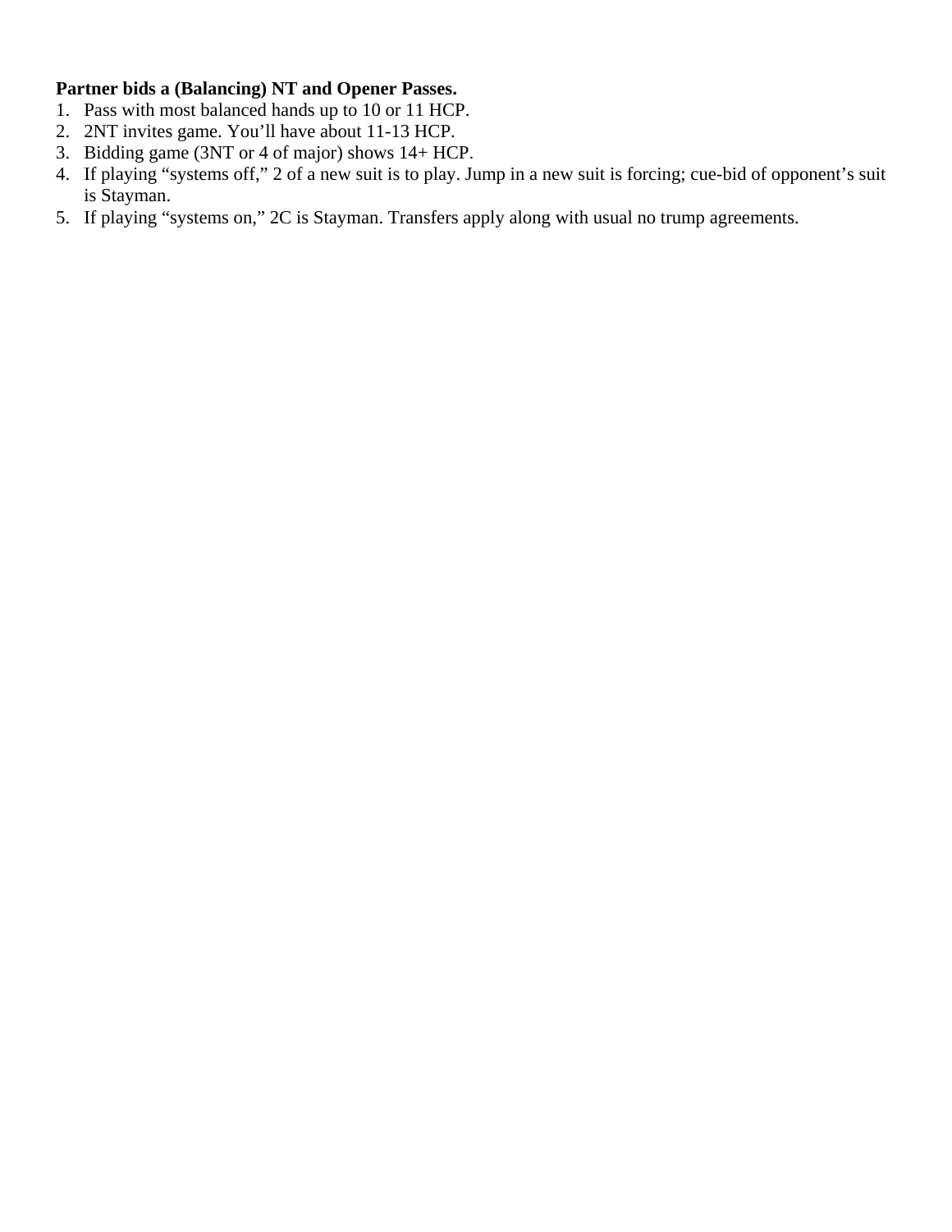**Partner bids a (Balancing) NT and Opener Passes.**

1. Pass with most balanced hands up to 10 or 11 HCP.
2. 2NT invites game. You’ll have about 11-13 HCP.
3. Bidding game (3NT or 4 of major) shows 14+ HCP.
4. If playing “systems off,” 2 of a new suit is to play. Jump in a new suit is forcing; cue-bid of opponent’s suit is Stayman.
5. If playing “systems on,” 2C is Stayman. Transfers apply along with usual no trump agreements.